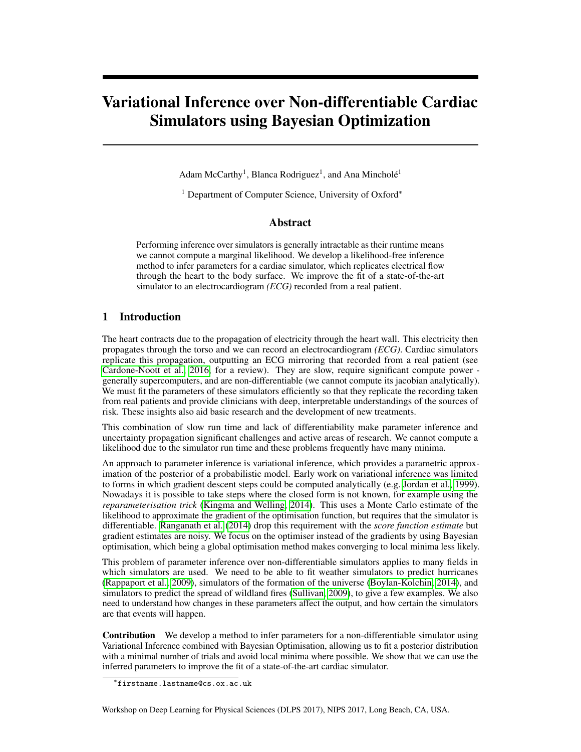# Variational Inference over Non-differentiable Cardiac Simulators using Bayesian Optimization

Adam McCarthy[1], Blanca Rodriguez[1], and Ana Mincholé[1]

[1] Department of Computer Science, University of Oxford*

## Abstract

Performing inference over simulators is generally intractable as their runtime means we cannot compute a marginal likelihood. We develop a likelihood-free inference method to infer parameters for a cardiac simulator, which replicates electrical flow through the heart to the body surface. We improve the fit of a state-of-the-art simulator to an electrocardiogram *(ECG)* recorded from a real patient.

## 1 Introduction

The heart contracts due to the propagation of electricity through the heart wall. This electricity then propagates through the torso and we can record an electrocardiogram *(ECG)*. Cardiac simulators replicate this propagation, outputting an ECG mirroring that recorded from a real patient (see Cardone-Noott et al., 2016, for a review). They are slow, require significant compute power - generally supercomputers, and are non-differentiable (we cannot compute its jacobian analytically). We must fit the parameters of these simulators efficiently so that they replicate the recording taken from real patients and provide clinicians with deep, interpretable understandings of the sources of risk. These insights also aid basic research and the development of new treatments.

This combination of slow run time and lack of differentiability make parameter inference and uncertainty propagation significant challenges and active areas of research. We cannot compute a likelihood due to the simulator run time and these problems frequently have many minima.

An approach to parameter inference is variational inference, which provides a parametric approximation of the posterior of a probabilistic model. Early work on variational inference was limited to forms in which gradient descent steps could be computed analytically (e.g. Jordan et al., 1999). Nowadays it is possible to take steps where the closed form is not known, for example using the *reparameterisation trick* (Kingma and Welling, 2014). This uses a Monte Carlo estimate of the likelihood to approximate the gradient of the optimisation function, but requires that the simulator is differentiable. Ranganath et al. (2014) drop this requirement with the *score function estimate* but gradient estimates are noisy. We focus on the optimiser instead of the gradients by using Bayesian optimisation, which being a global optimisation method makes converging to local minima less likely.

This problem of parameter inference over non-differentiable simulators applies to many fields in which simulators are used. We need to be able to fit weather simulators to predict hurricanes (Rappaport et al., 2009), simulators of the formation of the universe (Boylan-Kolchin, 2014), and simulators to predict the spread of wildland fires (Sullivan, 2009), to give a few examples. We also need to understand how changes in these parameters affect the output, and how certain the simulators are that events will happen.

**Contribution** We develop a method to infer parameters for a non-differentiable simulator using Variational Inference combined with Bayesian Optimisation, allowing us to fit a posterior distribution with a minimal number of trials and avoid local minima where possible. We show that we can use the inferred parameters to improve the fit of a state-of-the-art cardiac simulator.

*firstname.lastname@cs.ox.ac.uk

Workshop on Deep Learning for Physical Sciences (DLPS 2017), NIPS 2017, Long Beach, CA, USA.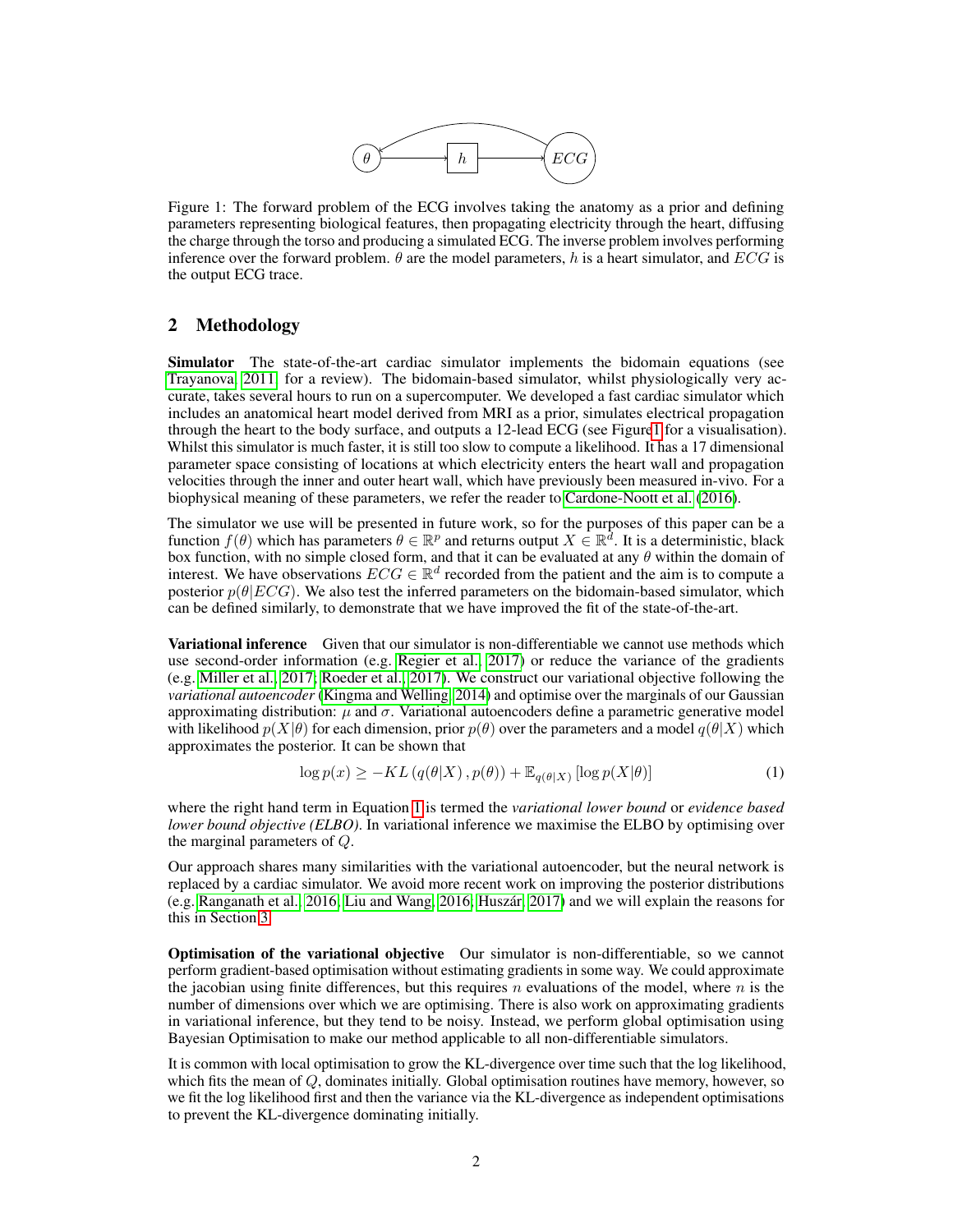Figure 1: The forward problem of the ECG involves taking the anatomy as a prior and defining parameters representing biological features, then propagating electricity through the heart, diffusing the charge through the torso and producing a simulated ECG. The inverse problem involves performing inference over the forward problem. $\theta$ are the model parameters, $h$ is a heart simulator, and $ECG$ is the output ECG trace.

## 2 Methodology

**Simulator** The state-of-the-art cardiac simulator implements the bidomain equations (see Trayanova, 2011, for a review). The bidomain-based simulator, whilst physiologically very accurate, takes several hours to run on a supercomputer. We developed a fast cardiac simulator which includes an anatomical heart model derived from MRI as a prior, simulates electrical propagation through the heart to the body surface, and outputs a 12-lead ECG (see Figure 1 for a visualisation). Whilst this simulator is much faster, it is still too slow to compute a likelihood. It has a 17 dimensional parameter space consisting of locations at which electricity enters the heart wall and propagation velocities through the inner and outer heart wall, which have previously been measured in-vivo. For a biophysical meaning of these parameters, we refer the reader to Cardone-Noott et al. (2016).

The simulator we use will be presented in future work, so for the purposes of this paper can be a function $f(\theta)$ which has parameters $\theta \in \mathbb{R}^p$ and returns output $X \in \mathbb{R}^d$. It is a deterministic, black box function, with no simple closed form, and that it can be evaluated at any $\theta$ within the domain of interest. We have observations $ECG \in \mathbb{R}^d$ recorded from the patient and the aim is to compute a posterior $p(\theta|ECG)$. We also test the inferred parameters on the bidomain-based simulator, which can be defined similarly, to demonstrate that we have improved the fit of the state-of-the-art.

**Variational inference** Given that our simulator is non-differentiable we cannot use methods which use second-order information (e.g. Regier et al., 2017) or reduce the variance of the gradients (e.g. Miller et al., 2017; Roeder et al., 2017). We construct our variational objective following the *variational autoencoder* (Kingma and Welling, 2014) and optimise over the marginals of our Gaussian approximating distribution: $\mu$ and $\sigma$. Variational autoencoders define a parametric generative model with likelihood $p(X|\theta)$ for each dimension, prior $p(\theta)$ over the parameters and a model $q(\theta|X)$ which approximates the posterior. It can be shown that

$$\log p(x) \geq -KL\left(q(\theta|X), p(\theta)\right) + \mathbb{E}_{q(\theta|X)}\left[\log p(X|\theta)\right] \tag{1}$$

where the right hand term in Equation 1 is termed the *variational lower bound* or *evidence based lower bound objective (ELBO)*. In variational inference we maximise the ELBO by optimising over the marginal parameters of $Q$.

Our approach shares many similarities with the variational autoencoder, but the neural network is replaced by a cardiac simulator. We avoid more recent work on improving the posterior distributions (e.g. Ranganath et al., 2016; Liu and Wang, 2016; Huszár, 2017) and we will explain the reasons for this in Section 3.

**Optimisation of the variational objective** Our simulator is non-differentiable, so we cannot perform gradient-based optimisation without estimating gradients in some way. We could approximate the jacobian using finite differences, but this requires $n$ evaluations of the model, where $n$ is the number of dimensions over which we are optimising. There is also work on approximating gradients in variational inference, but they tend to be noisy. Instead, we perform global optimisation using Bayesian Optimisation to make our method applicable to all non-differentiable simulators.

It is common with local optimisation to grow the KL-divergence over time such that the log likelihood, which fits the mean of $Q$, dominates initially. Global optimisation routines have memory, however, so we fit the log likelihood first and then the variance via the KL-divergence as independent optimisations to prevent the KL-divergence dominating initially.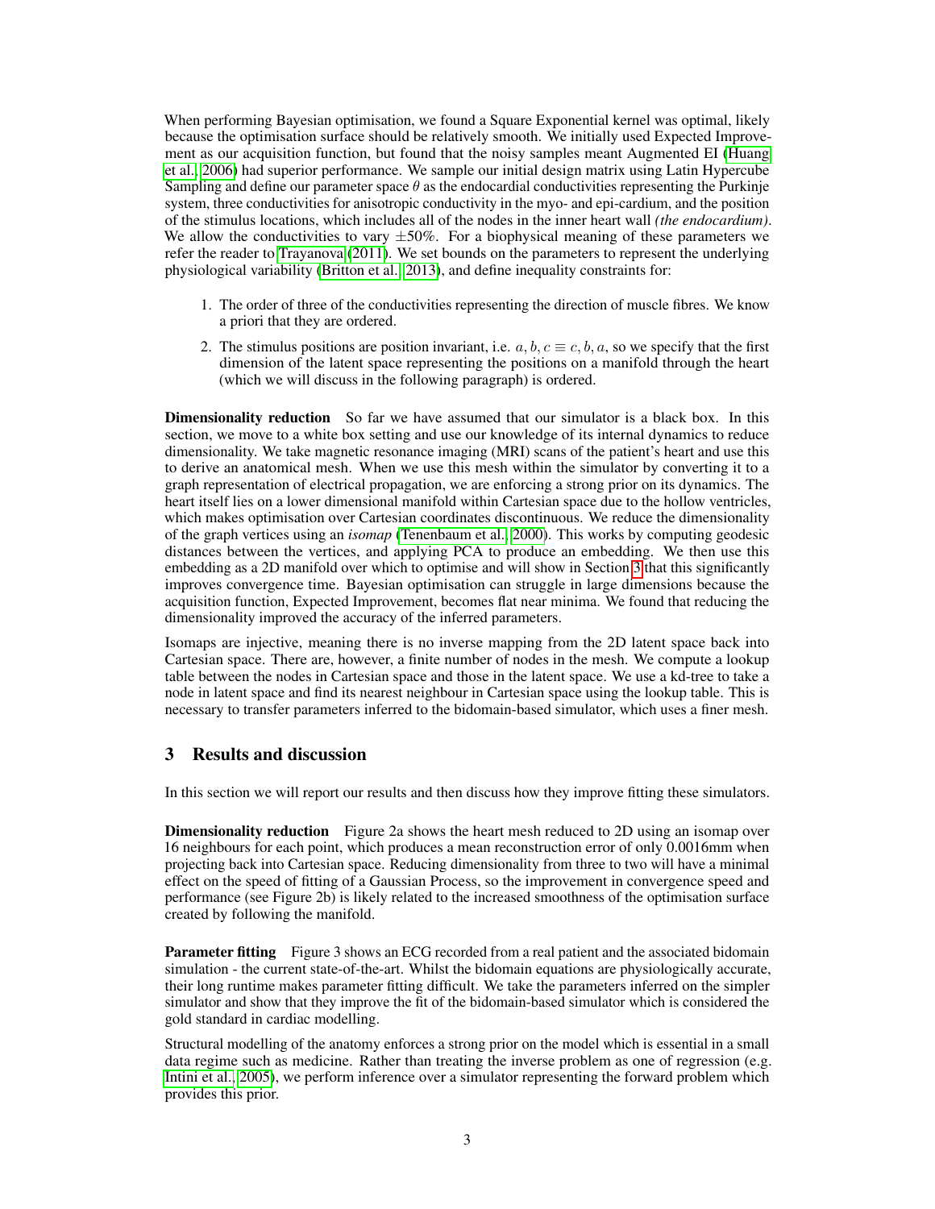When performing Bayesian optimisation, we found a Square Exponential kernel was optimal, likely because the optimisation surface should be relatively smooth. We initially used Expected Improvement as our acquisition function, but found that the noisy samples meant Augmented EI (Huang et al., 2006) had superior performance. We sample our initial design matrix using Latin Hypercube Sampling and define our parameter space $\theta$ as the endocardial conductivities representing the Purkinje system, three conductivities for anisotropic conductivity in the myo- and epi-cardium, and the position of the stimulus locations, which includes all of the nodes in the inner heart wall *(the endocardium)*. We allow the conductivities to vary $\pm 50\%$. For a biophysical meaning of these parameters we refer the reader to Trayanova (2011). We set bounds on the parameters to represent the underlying physiological variability (Britton et al., 2013), and define inequality constraints for:

1. The order of three of the conductivities representing the direction of muscle fibres. We know a priori that they are ordered.
2. The stimulus positions are position invariant, i.e. $a, b, c \equiv c, b, a$, so we specify that the first dimension of the latent space representing the positions on a manifold through the heart (which we will discuss in the following paragraph) is ordered.

**Dimensionality reduction** So far we have assumed that our simulator is a black box. In this section, we move to a white box setting and use our knowledge of its internal dynamics to reduce dimensionality. We take magnetic resonance imaging (MRI) scans of the patient's heart and use this to derive an anatomical mesh. When we use this mesh within the simulator by converting it to a graph representation of electrical propagation, we are enforcing a strong prior on its dynamics. The heart itself lies on a lower dimensional manifold within Cartesian space due to the hollow ventricles, which makes optimisation over Cartesian coordinates discontinuous. We reduce the dimensionality of the graph vertices using an *isomap* (Tenenbaum et al., 2000). This works by computing geodesic distances between the vertices, and applying PCA to produce an embedding. We then use this embedding as a 2D manifold over which to optimise and will show in Section 3 that this significantly improves convergence time. Bayesian optimisation can struggle in large dimensions because the acquisition function, Expected Improvement, becomes flat near minima. We found that reducing the dimensionality improved the accuracy of the inferred parameters.

Isomaps are injective, meaning there is no inverse mapping from the 2D latent space back into Cartesian space. There are, however, a finite number of nodes in the mesh. We compute a lookup table between the nodes in Cartesian space and those in the latent space. We use a kd-tree to take a node in latent space and find its nearest neighbour in Cartesian space using the lookup table. This is necessary to transfer parameters inferred to the bidomain-based simulator, which uses a finer mesh.

## 3 Results and discussion

In this section we will report our results and then discuss how they improve fitting these simulators.

**Dimensionality reduction** Figure 2a shows the heart mesh reduced to 2D using an isomap over 16 neighbours for each point, which produces a mean reconstruction error of only 0.0016mm when projecting back into Cartesian space. Reducing dimensionality from three to two will have a minimal effect on the speed of fitting of a Gaussian Process, so the improvement in convergence speed and performance (see Figure 2b) is likely related to the increased smoothness of the optimisation surface created by following the manifold.

**Parameter fitting** Figure 3 shows an ECG recorded from a real patient and the associated bidomain simulation - the current state-of-the-art. Whilst the bidomain equations are physiologically accurate, their long runtime makes parameter fitting difficult. We take the parameters inferred on the simpler simulator and show that they improve the fit of the bidomain-based simulator which is considered the gold standard in cardiac modelling.

Structural modelling of the anatomy enforces a strong prior on the model which is essential in a small data regime such as medicine. Rather than treating the inverse problem as one of regression (e.g. Intini et al., 2005), we perform inference over a simulator representing the forward problem which provides this prior.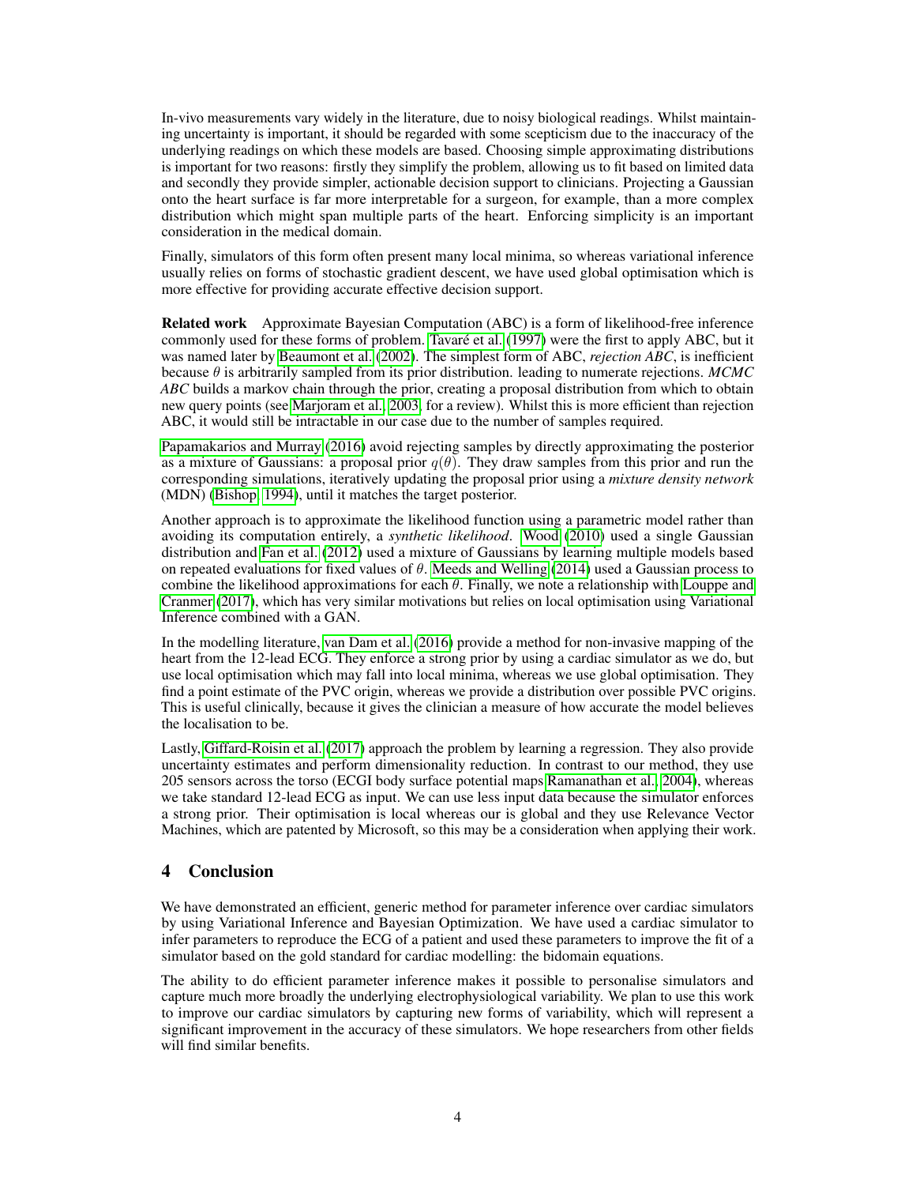In-vivo measurements vary widely in the literature, due to noisy biological readings. Whilst maintaining uncertainty is important, it should be regarded with some scepticism due to the inaccuracy of the underlying readings on which these models are based. Choosing simple approximating distributions is important for two reasons: firstly they simplify the problem, allowing us to fit based on limited data and secondly they provide simpler, actionable decision support to clinicians. Projecting a Gaussian onto the heart surface is far more interpretable for a surgeon, for example, than a more complex distribution which might span multiple parts of the heart. Enforcing simplicity is an important consideration in the medical domain.

Finally, simulators of this form often present many local minima, so whereas variational inference usually relies on forms of stochastic gradient descent, we have used global optimisation which is more effective for providing accurate effective decision support.

**Related work** Approximate Bayesian Computation (ABC) is a form of likelihood-free inference commonly used for these forms of problem. Tavaré et al. (1997) were the first to apply ABC, but it was named later by Beaumont et al. (2002). The simplest form of ABC, *rejection ABC*, is inefficient because $\theta$ is arbitrarily sampled from its prior distribution. leading to numerate rejections. *MCMC ABC* builds a markov chain through the prior, creating a proposal distribution from which to obtain new query points (see Marjoram et al., 2003, for a review). Whilst this is more efficient than rejection ABC, it would still be intractable in our case due to the number of samples required.

Papamakarios and Murray (2016) avoid rejecting samples by directly approximating the posterior as a mixture of Gaussians: a proposal prior $q(\theta)$. They draw samples from this prior and run the corresponding simulations, iteratively updating the proposal prior using a *mixture density network* (MDN) (Bishop, 1994), until it matches the target posterior.

Another approach is to approximate the likelihood function using a parametric model rather than avoiding its computation entirely, a *synthetic likelihood*. Wood (2010) used a single Gaussian distribution and Fan et al. (2012) used a mixture of Gaussians by learning multiple models based on repeated evaluations for fixed values of $\theta$. Meeds and Welling (2014) used a Gaussian process to combine the likelihood approximations for each $\theta$. Finally, we note a relationship with Louppe and Cranmer (2017), which has very similar motivations but relies on local optimisation using Variational Inference combined with a GAN.

In the modelling literature, van Dam et al. (2016) provide a method for non-invasive mapping of the heart from the 12-lead ECG. They enforce a strong prior by using a cardiac simulator as we do, but use local optimisation which may fall into local minima, whereas we use global optimisation. They find a point estimate of the PVC origin, whereas we provide a distribution over possible PVC origins. This is useful clinically, because it gives the clinician a measure of how accurate the model believes the localisation to be.

Lastly, Giffard-Roisin et al. (2017) approach the problem by learning a regression. They also provide uncertainty estimates and perform dimensionality reduction. In contrast to our method, they use 205 sensors across the torso (ECGI body surface potential maps Ramanathan et al., 2004), whereas we take standard 12-lead ECG as input. We can use less input data because the simulator enforces a strong prior. Their optimisation is local whereas our is global and they use Relevance Vector Machines, which are patented by Microsoft, so this may be a consideration when applying their work.

## 4 Conclusion

We have demonstrated an efficient, generic method for parameter inference over cardiac simulators by using Variational Inference and Bayesian Optimization. We have used a cardiac simulator to infer parameters to reproduce the ECG of a patient and used these parameters to improve the fit of a simulator based on the gold standard for cardiac modelling: the bidomain equations.

The ability to do efficient parameter inference makes it possible to personalise simulators and capture much more broadly the underlying electrophysiological variability. We plan to use this work to improve our cardiac simulators by capturing new forms of variability, which will represent a significant improvement in the accuracy of these simulators. We hope researchers from other fields will find similar benefits.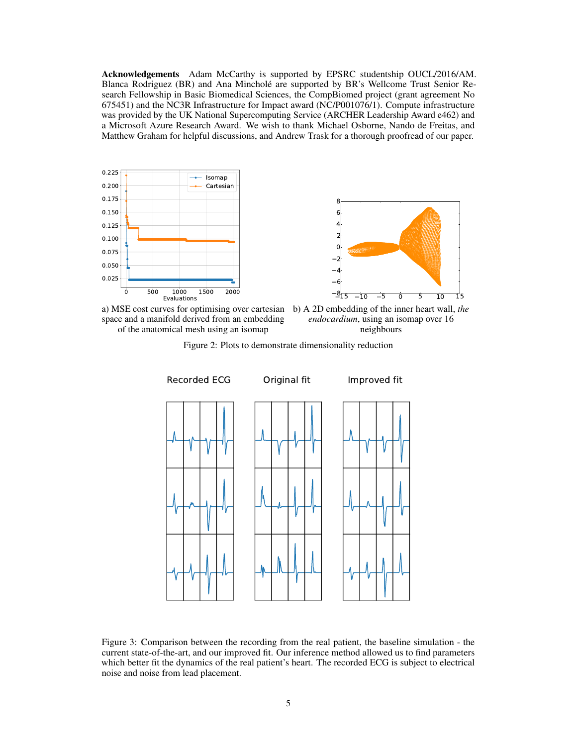**Acknowledgements** Adam McCarthy is supported by EPSRC studentship OUCL/2016/AM. Blanca Rodriguez (BR) and Ana Mincholé are supported by BR's Wellcome Trust Senior Research Fellowship in Basic Biomedical Sciences, the CompBiomed project (grant agreement No 675451) and the NC3R Infrastructure for Impact award (NC/P001076/1). Compute infrastructure was provided by the UK National Supercomputing Service (ARCHER Leadership Award e462) and a Microsoft Azure Research Award. We wish to thank Michael Osborne, Nando de Freitas, and Matthew Graham for helpful discussions, and Andrew Trask for a thorough proofread of our paper.

a) MSE cost curves for optimising over cartesian space and a manifold derived from an embedding of the anatomical mesh using an isomap

b) A 2D embedding of the inner heart wall, *the endocardium*, using an isomap over 16 neighbours

Figure 2: Plots to demonstrate dimensionality reduction

Figure 3: Comparison between the recording from the real patient, the baseline simulation - the current state-of-the-art, and our improved fit. Our inference method allowed us to find parameters which better fit the dynamics of the real patient's heart. The recorded ECG is subject to electrical noise and noise from lead placement.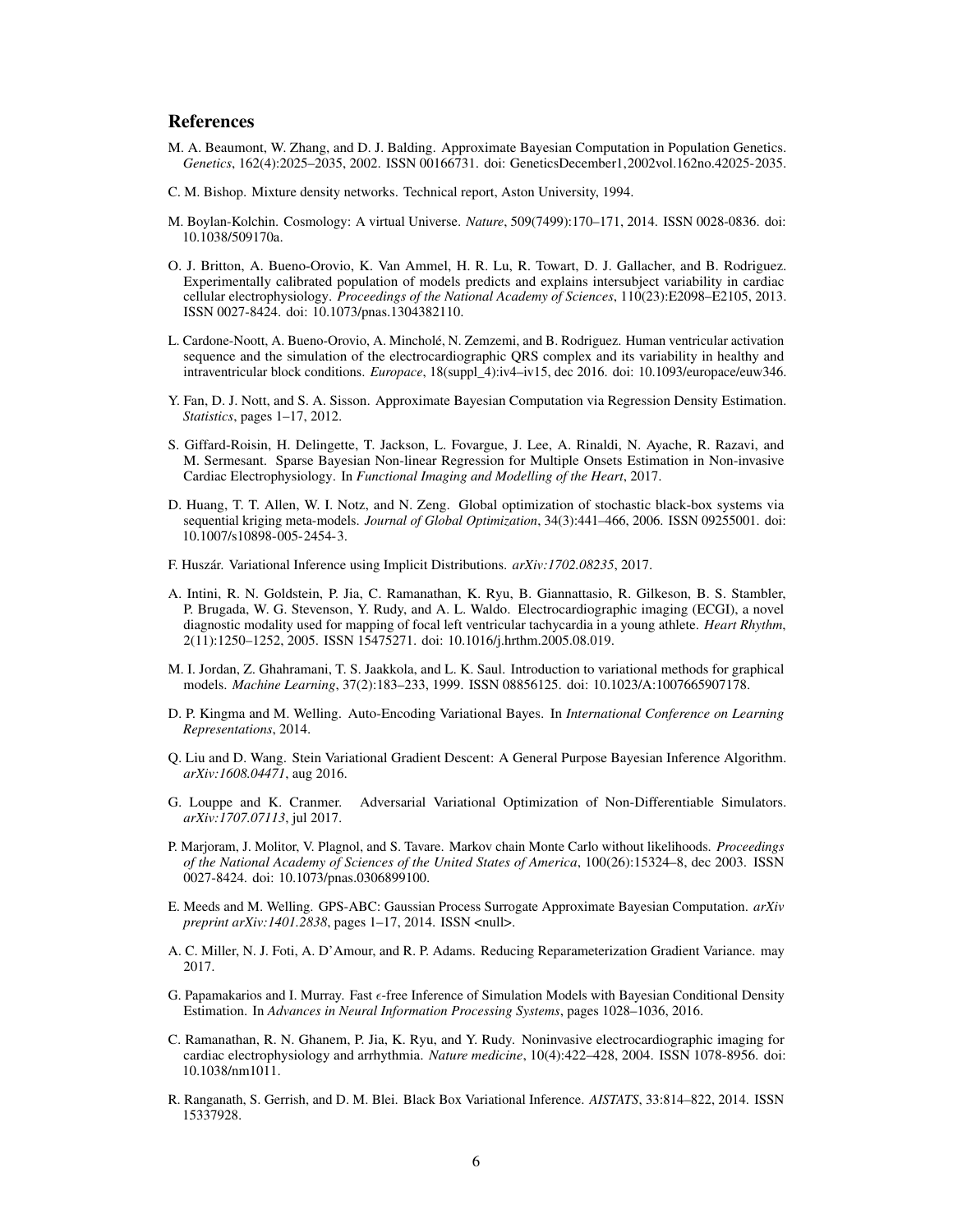## References

M. A. Beaumont, W. Zhang, and D. J. Balding. Approximate Bayesian Computation in Population Genetics. *Genetics*, 162(4):2025–2035, 2002. ISSN 00166731. doi: GeneticsDecember1,2002vol.162no.42025-2035.

C. M. Bishop. Mixture density networks. Technical report, Aston University, 1994.

M. Boylan-Kolchin. Cosmology: A virtual Universe. *Nature*, 509(7499):170–171, 2014. ISSN 0028-0836. doi: 10.1038/509170a.

O. J. Britton, A. Bueno-Orovio, K. Van Ammel, H. R. Lu, R. Towart, D. J. Gallacher, and B. Rodriguez. Experimentally calibrated population of models predicts and explains intersubject variability in cardiac cellular electrophysiology. *Proceedings of the National Academy of Sciences*, 110(23):E2098–E2105, 2013. ISSN 0027-8424. doi: 10.1073/pnas.1304382110.

L. Cardone-Noott, A. Bueno-Orovio, A. Mincholé, N. Zemzemi, and B. Rodriguez. Human ventricular activation sequence and the simulation of the electrocardiographic QRS complex and its variability in healthy and intraventricular block conditions. *Europace*, 18(suppl_4):iv4–iv15, dec 2016. doi: 10.1093/europace/euw346.

Y. Fan, D. J. Nott, and S. A. Sisson. Approximate Bayesian Computation via Regression Density Estimation. *Statistics*, pages 1–17, 2012.

S. Giffard-Roisin, H. Delingette, T. Jackson, L. Fovargue, J. Lee, A. Rinaldi, N. Ayache, R. Razavi, and M. Sermesant. Sparse Bayesian Non-linear Regression for Multiple Onsets Estimation in Non-invasive Cardiac Electrophysiology. In *Functional Imaging and Modelling of the Heart*, 2017.

D. Huang, T. T. Allen, W. I. Notz, and N. Zeng. Global optimization of stochastic black-box systems via sequential kriging meta-models. *Journal of Global Optimization*, 34(3):441–466, 2006. ISSN 09255001. doi: 10.1007/s10898-005-2454-3.

F. Huszár. Variational Inference using Implicit Distributions. *arXiv:1702.08235*, 2017.

A. Intini, R. N. Goldstein, P. Jia, C. Ramanathan, K. Ryu, B. Giannattasio, R. Gilkeson, B. S. Stambler, P. Brugada, W. G. Stevenson, Y. Rudy, and A. L. Waldo. Electrocardiographic imaging (ECGI), a novel diagnostic modality used for mapping of focal left ventricular tachycardia in a young athlete. *Heart Rhythm*, 2(11):1250–1252, 2005. ISSN 15475271. doi: 10.1016/j.hrthm.2005.08.019.

M. I. Jordan, Z. Ghahramani, T. S. Jaakkola, and L. K. Saul. Introduction to variational methods for graphical models. *Machine Learning*, 37(2):183–233, 1999. ISSN 08856125. doi: 10.1023/A:1007665907178.

D. P. Kingma and M. Welling. Auto-Encoding Variational Bayes. In *International Conference on Learning Representations*, 2014.

Q. Liu and D. Wang. Stein Variational Gradient Descent: A General Purpose Bayesian Inference Algorithm. *arXiv:1608.04471*, aug 2016.

G. Louppe and K. Cranmer. Adversarial Variational Optimization of Non-Differentiable Simulators. *arXiv:1707.07113*, jul 2017.

P. Marjoram, J. Molitor, V. Plagnol, and S. Tavare. Markov chain Monte Carlo without likelihoods. *Proceedings of the National Academy of Sciences of the United States of America*, 100(26):15324–8, dec 2003. ISSN 0027-8424. doi: 10.1073/pnas.0306899100.

E. Meeds and M. Welling. GPS-ABC: Gaussian Process Surrogate Approximate Bayesian Computation. *arXiv preprint arXiv:1401.2838*, pages 1–17, 2014. ISSN <null>.

A. C. Miller, N. J. Foti, A. D'Amour, and R. P. Adams. Reducing Reparameterization Gradient Variance. may 2017.

G. Papamakarios and I. Murray. Fast $\epsilon$-free Inference of Simulation Models with Bayesian Conditional Density Estimation. In *Advances in Neural Information Processing Systems*, pages 1028–1036, 2016.

C. Ramanathan, R. N. Ghanem, P. Jia, K. Ryu, and Y. Rudy. Noninvasive electrocardiographic imaging for cardiac electrophysiology and arrhythmia. *Nature medicine*, 10(4):422–428, 2004. ISSN 1078-8956. doi: 10.1038/nm1011.

R. Ranganath, S. Gerrish, and D. M. Blei. Black Box Variational Inference. *AISTATS*, 33:814–822, 2014. ISSN 15337928.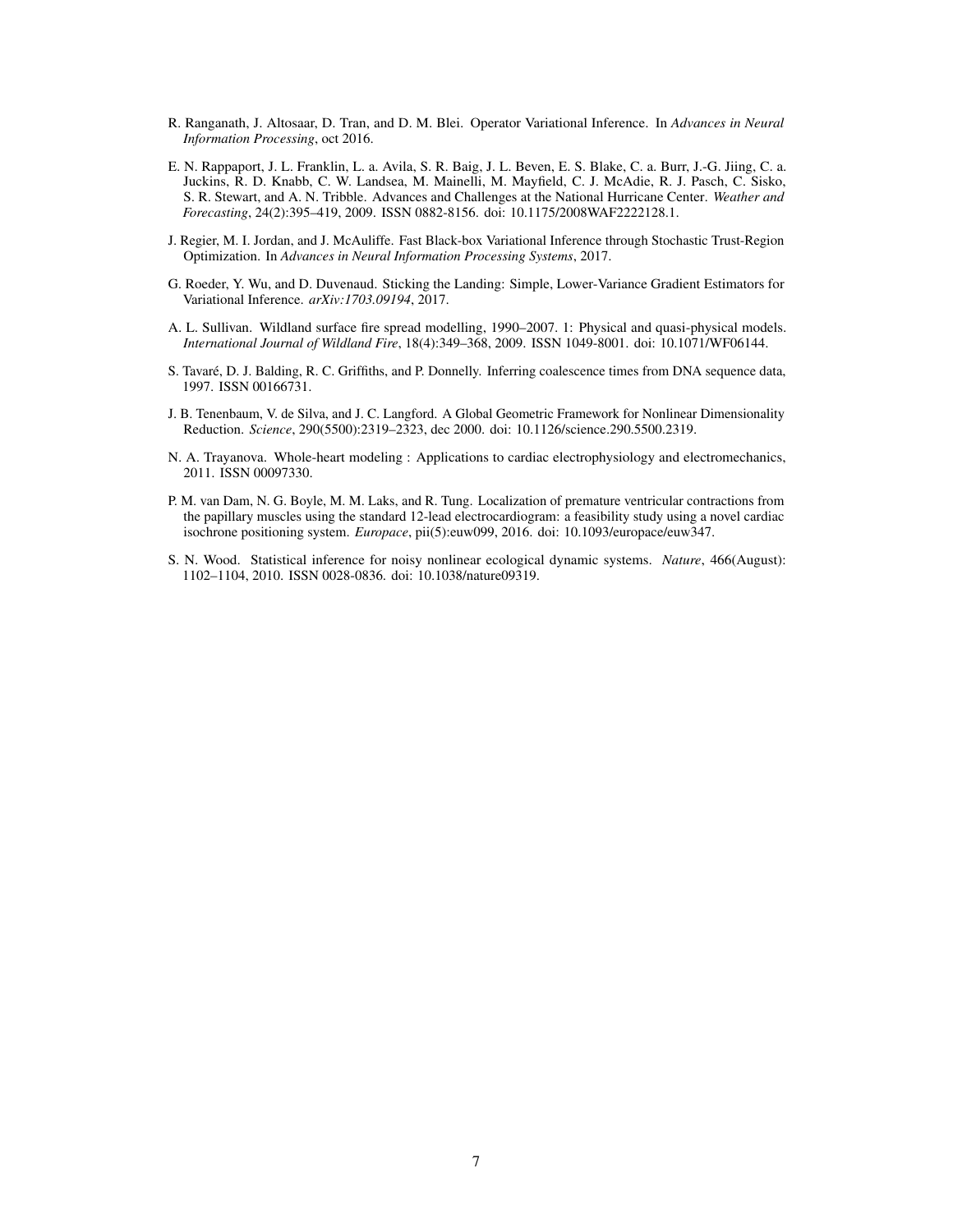R. Ranganath, J. Altosaar, D. Tran, and D. M. Blei. Operator Variational Inference. In *Advances in Neural Information Processing*, oct 2016.

E. N. Rappaport, J. L. Franklin, L. a. Avila, S. R. Baig, J. L. Beven, E. S. Blake, C. a. Burr, J.-G. Jiing, C. a. Juckins, R. D. Knabb, C. W. Landsea, M. Mainelli, M. Mayfield, C. J. McAdie, R. J. Pasch, C. Sisko, S. R. Stewart, and A. N. Tribble. Advances and Challenges at the National Hurricane Center. *Weather and Forecasting*, 24(2):395–419, 2009. ISSN 0882-8156. doi: 10.1175/2008WAF2222128.1.

J. Regier, M. I. Jordan, and J. McAuliffe. Fast Black-box Variational Inference through Stochastic Trust-Region Optimization. In *Advances in Neural Information Processing Systems*, 2017.

G. Roeder, Y. Wu, and D. Duvenaud. Sticking the Landing: Simple, Lower-Variance Gradient Estimators for Variational Inference. *arXiv:1703.09194*, 2017.

A. L. Sullivan. Wildland surface fire spread modelling, 1990–2007. 1: Physical and quasi-physical models. *International Journal of Wildland Fire*, 18(4):349–368, 2009. ISSN 1049-8001. doi: 10.1071/WF06144.

S. Tavaré, D. J. Balding, R. C. Griffiths, and P. Donnelly. Inferring coalescence times from DNA sequence data, 1997. ISSN 00166731.

J. B. Tenenbaum, V. de Silva, and J. C. Langford. A Global Geometric Framework for Nonlinear Dimensionality Reduction. *Science*, 290(5500):2319–2323, dec 2000. doi: 10.1126/science.290.5500.2319.

N. A. Trayanova. Whole-heart modeling : Applications to cardiac electrophysiology and electromechanics, 2011. ISSN 00097330.

P. M. van Dam, N. G. Boyle, M. M. Laks, and R. Tung. Localization of premature ventricular contractions from the papillary muscles using the standard 12-lead electrocardiogram: a feasibility study using a novel cardiac isochrone positioning system. *Europace*, pii(5):euw099, 2016. doi: 10.1093/europace/euw347.

S. N. Wood. Statistical inference for noisy nonlinear ecological dynamic systems. *Nature*, 466(August): 1102–1104, 2010. ISSN 0028-0836. doi: 10.1038/nature09319.